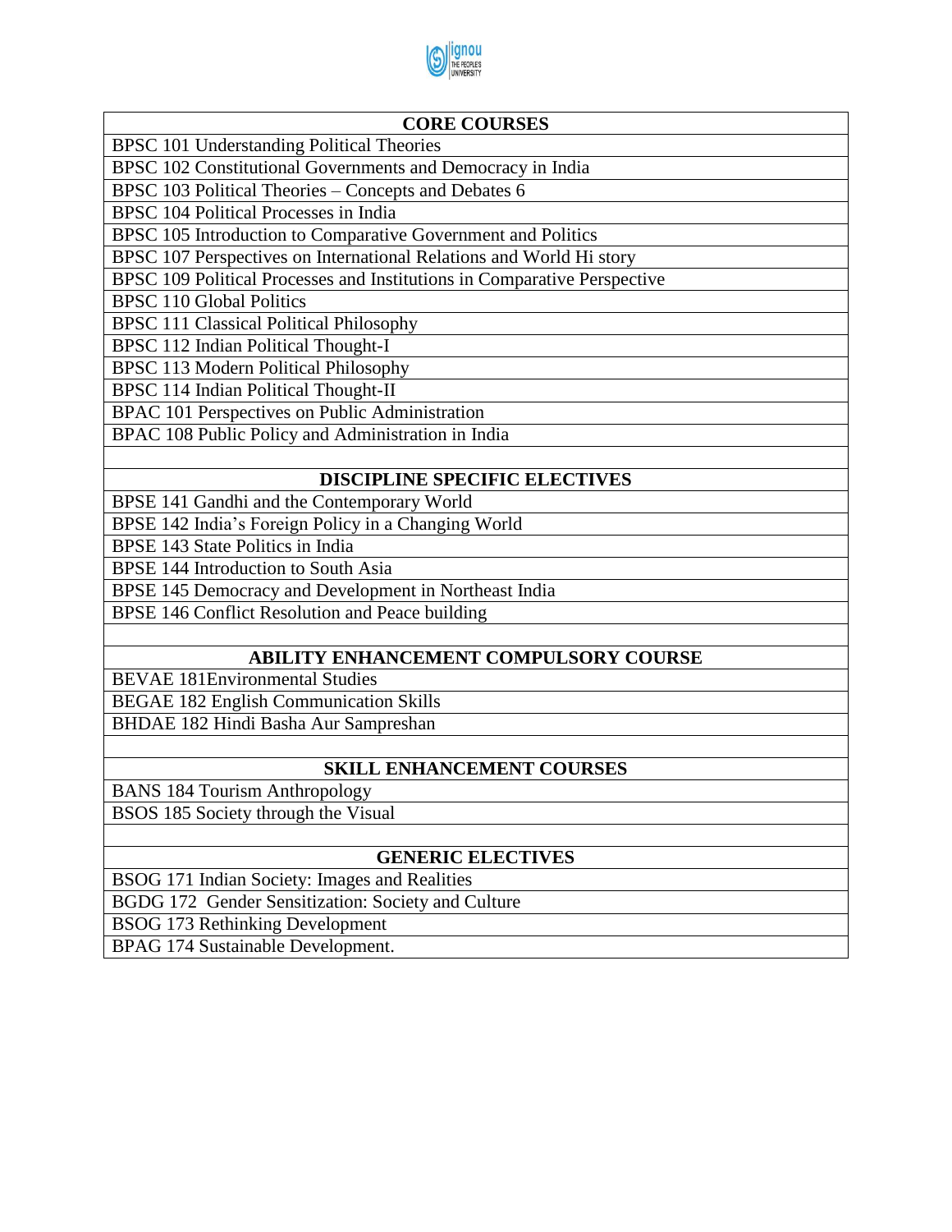| CORE COURSES |
|---|
| BPSC 101 Understanding Political Theories |
| BPSC 102 Constitutional Governments and Democracy in India |
| BPSC 103 Political Theories – Concepts and Debates 6 |
| BPSC 104 Political Processes in India |
| BPSC 105 Introduction to Comparative Government and Politics |
| BPSC 107 Perspectives on International Relations and World Hi story |
| BPSC 109 Political Processes and Institutions in Comparative Perspective |
| BPSC 110 Global Politics |
| BPSC 111 Classical Political Philosophy |
| BPSC 112 Indian Political Thought-I |
| BPSC 113 Modern Political Philosophy |
| BPSC 114 Indian Political Thought-II |
| BPAC 101 Perspectives on Public Administration |
| BPAC 108 Public Policy and Administration in India |
| |
| **DISCIPLINE SPECIFIC ELECTIVES** |
| BPSE 141 Gandhi and the Contemporary World |
| BPSE 142 India's Foreign Policy in a Changing World |
| BPSE 143 State Politics in India |
| BPSE 144 Introduction to South Asia |
| BPSE 145 Democracy and Development in Northeast India |
| BPSE 146 Conflict Resolution and Peace building |
| |
| **ABILITY ENHANCEMENT COMPULSORY COURSE** |
| BEVAE 181Environmental Studies |
| BEGAE 182 English Communication Skills |
| BHDAE 182 Hindi Basha Aur Sampreshan |
| |
| **SKILL ENHANCEMENT COURSES** |
| BANS 184 Tourism Anthropology |
| BSOS 185 Society through the Visual |
| |
| **GENERIC ELECTIVES** |
| BSOG 171 Indian Society: Images and Realities |
| BGDG 172 Gender Sensitization: Society and Culture |
| BSOG 173 Rethinking Development |
| BPAG 174 Sustainable Development. |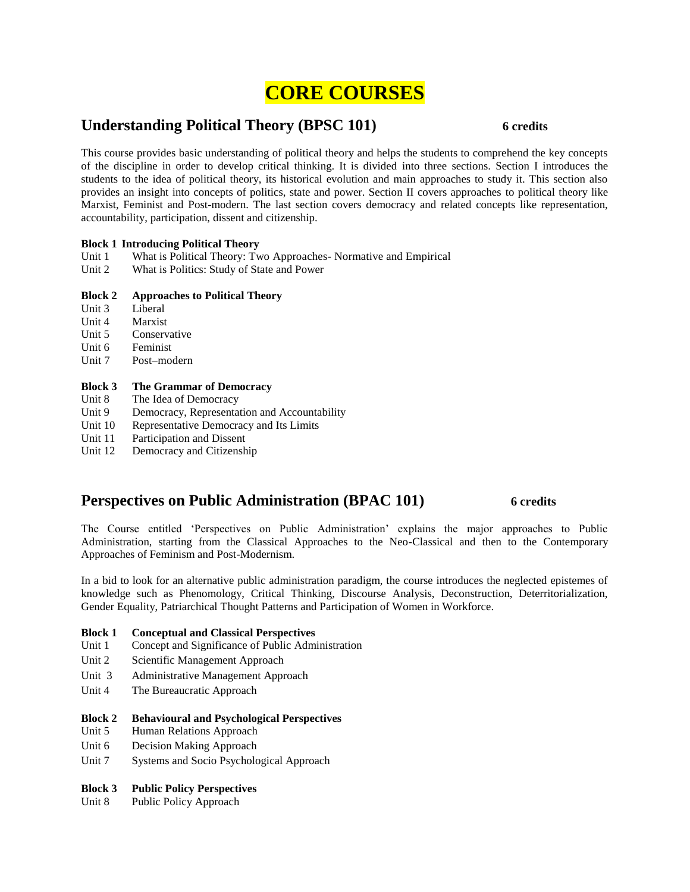# CORE COURSES

## Understanding Political Theory (BPSC 101) 6 credits

This course provides basic understanding of political theory and helps the students to comprehend the key concepts of the discipline in order to develop critical thinking. It is divided into three sections. Section I introduces the students to the idea of political theory, its historical evolution and main approaches to study it. This section also provides an insight into concepts of politics, state and power. Section II covers approaches to political theory like Marxist, Feminist and Post-modern. The last section covers democracy and related concepts like representation, accountability, participation, dissent and citizenship.

**Block 1 Introducing Political Theory**
Unit 1 What is Political Theory: Two Approaches- Normative and Empirical
Unit 2 What is Politics: Study of State and Power

**Block 2 Approaches to Political Theory**
Unit 3 Liberal
Unit 4 Marxist
Unit 5 Conservative
Unit 6 Feminist
Unit 7 Post–modern

**Block 3 The Grammar of Democracy**
Unit 8 The Idea of Democracy
Unit 9 Democracy, Representation and Accountability
Unit 10 Representative Democracy and Its Limits
Unit 11 Participation and Dissent
Unit 12 Democracy and Citizenship

## Perspectives on Public Administration (BPAC 101) 6 credits

The Course entitled 'Perspectives on Public Administration' explains the major approaches to Public Administration, starting from the Classical Approaches to the Neo-Classical and then to the Contemporary Approaches of Feminism and Post-Modernism.

In a bid to look for an alternative public administration paradigm, the course introduces the neglected epistemes of knowledge such as Phenomology, Critical Thinking, Discourse Analysis, Deconstruction, Deterritorialization, Gender Equality, Patriarchical Thought Patterns and Participation of Women in Workforce.

**Block 1 Conceptual and Classical Perspectives**
Unit 1 Concept and Significance of Public Administration
Unit 2 Scientific Management Approach
Unit 3 Administrative Management Approach
Unit 4 The Bureaucratic Approach

**Block 2 Behavioural and Psychological Perspectives**
Unit 5 Human Relations Approach
Unit 6 Decision Making Approach
Unit 7 Systems and Socio Psychological Approach

**Block 3 Public Policy Perspectives**
Unit 8 Public Policy Approach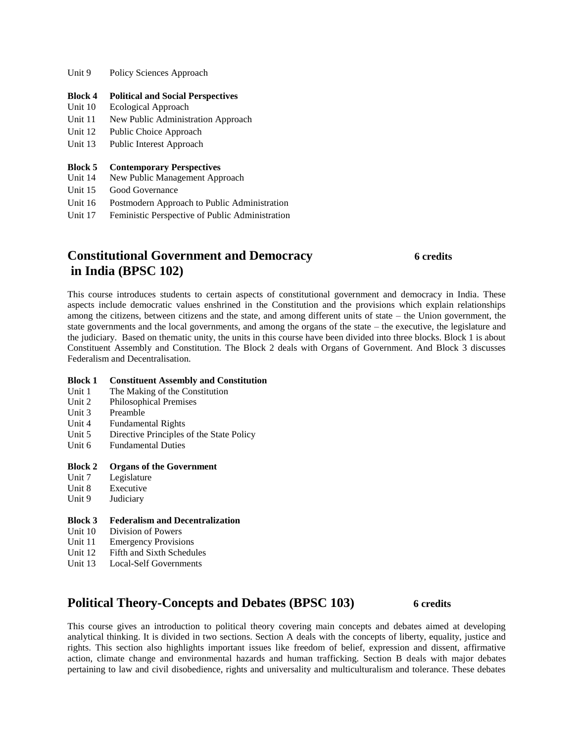Unit 9 Policy Sciences Approach

**Block 4 Political and Social Perspectives**

Unit 10 Ecological Approach

Unit 11 New Public Administration Approach

Unit 12 Public Choice Approach

Unit 13 Public Interest Approach

**Block 5 Contemporary Perspectives**

Unit 14 New Public Management Approach

Unit 15 Good Governance

Unit 16 Postmodern Approach to Public Administration

Unit 17 Feministic Perspective of Public Administration

## Constitutional Government and Democracy in India (BPSC 102) — 6 credits

This course introduces students to certain aspects of constitutional government and democracy in India. These aspects include democratic values enshrined in the Constitution and the provisions which explain relationships among the citizens, between citizens and the state, and among different units of state – the Union government, the state governments and the local governments, and among the organs of the state – the executive, the legislature and the judiciary. Based on thematic unity, the units in this course have been divided into three blocks. Block 1 is about Constituent Assembly and Constitution. The Block 2 deals with Organs of Government. And Block 3 discusses Federalism and Decentralisation.

**Block 1 Constituent Assembly and Constitution**

Unit 1 The Making of the Constitution

Unit 2 Philosophical Premises

Unit 3 Preamble

Unit 4 Fundamental Rights

Unit 5 Directive Principles of the State Policy

Unit 6 Fundamental Duties

**Block 2 Organs of the Government**

Unit 7 Legislature

Unit 8 Executive

Unit 9 Judiciary

**Block 3 Federalism and Decentralization**

Unit 10 Division of Powers

Unit 11 Emergency Provisions

Unit 12 Fifth and Sixth Schedules

Unit 13 Local-Self Governments

## Political Theory-Concepts and Debates (BPSC 103) — 6 credits

This course gives an introduction to political theory covering main concepts and debates aimed at developing analytical thinking. It is divided in two sections. Section A deals with the concepts of liberty, equality, justice and rights. This section also highlights important issues like freedom of belief, expression and dissent, affirmative action, climate change and environmental hazards and human trafficking. Section B deals with major debates pertaining to law and civil disobedience, rights and universality and multiculturalism and tolerance. These debates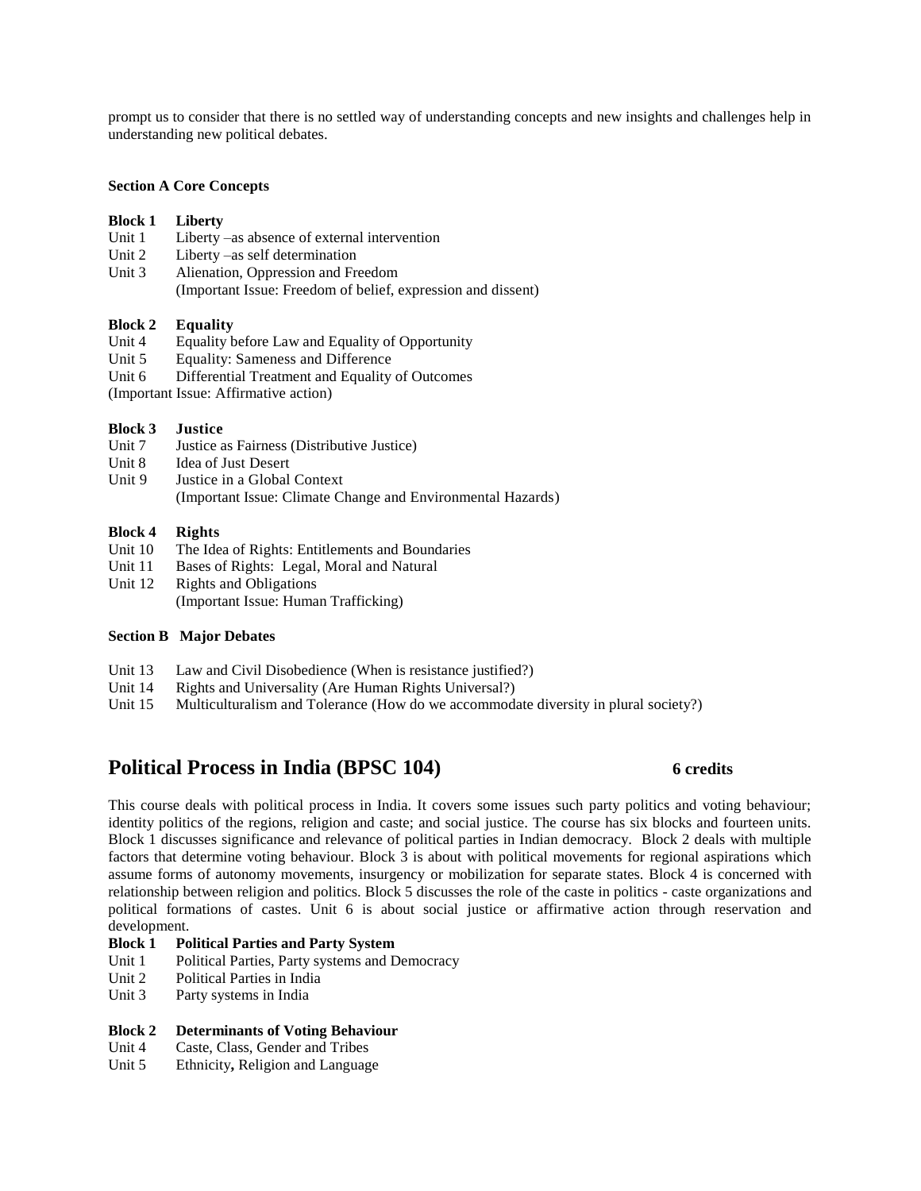prompt us to consider that there is no settled way of understanding concepts and new insights and challenges help in understanding new political debates.

**Section A Core Concepts**

**Block 1 Liberty**

Unit 1 Liberty –as absence of external intervention
Unit 2 Liberty –as self determination
Unit 3 Alienation, Oppression and Freedom
(Important Issue: Freedom of belief, expression and dissent)

**Block 2 Equality**

Unit 4 Equality before Law and Equality of Opportunity
Unit 5 Equality: Sameness and Difference
Unit 6 Differential Treatment and Equality of Outcomes
(Important Issue: Affirmative action)

**Block 3 Justice**

Unit 7 Justice as Fairness (Distributive Justice)
Unit 8 Idea of Just Desert
Unit 9 Justice in a Global Context
(Important Issue: Climate Change and Environmental Hazards)

**Block 4 Rights**

Unit 10 The Idea of Rights: Entitlements and Boundaries
Unit 11 Bases of Rights: Legal, Moral and Natural
Unit 12 Rights and Obligations
(Important Issue: Human Trafficking)

**Section B Major Debates**

Unit 13 Law and Civil Disobedience (When is resistance justified?)
Unit 14 Rights and Universality (Are Human Rights Universal?)
Unit 15 Multiculturalism and Tolerance (How do we accommodate diversity in plural society?)

## Political Process in India (BPSC 104) 6 credits

This course deals with political process in India. It covers some issues such party politics and voting behaviour; identity politics of the regions, religion and caste; and social justice. The course has six blocks and fourteen units. Block 1 discusses significance and relevance of political parties in Indian democracy. Block 2 deals with multiple factors that determine voting behaviour. Block 3 is about with political movements for regional aspirations which assume forms of autonomy movements, insurgency or mobilization for separate states. Block 4 is concerned with relationship between religion and politics. Block 5 discusses the role of the caste in politics - caste organizations and political formations of castes. Unit 6 is about social justice or affirmative action through reservation and development.

**Block 1 Political Parties and Party System**

Unit 1 Political Parties, Party systems and Democracy
Unit 2 Political Parties in India
Unit 3 Party systems in India

**Block 2 Determinants of Voting Behaviour**

Unit 4 Caste, Class, Gender and Tribes
Unit 5 Ethnicity**,** Religion and Language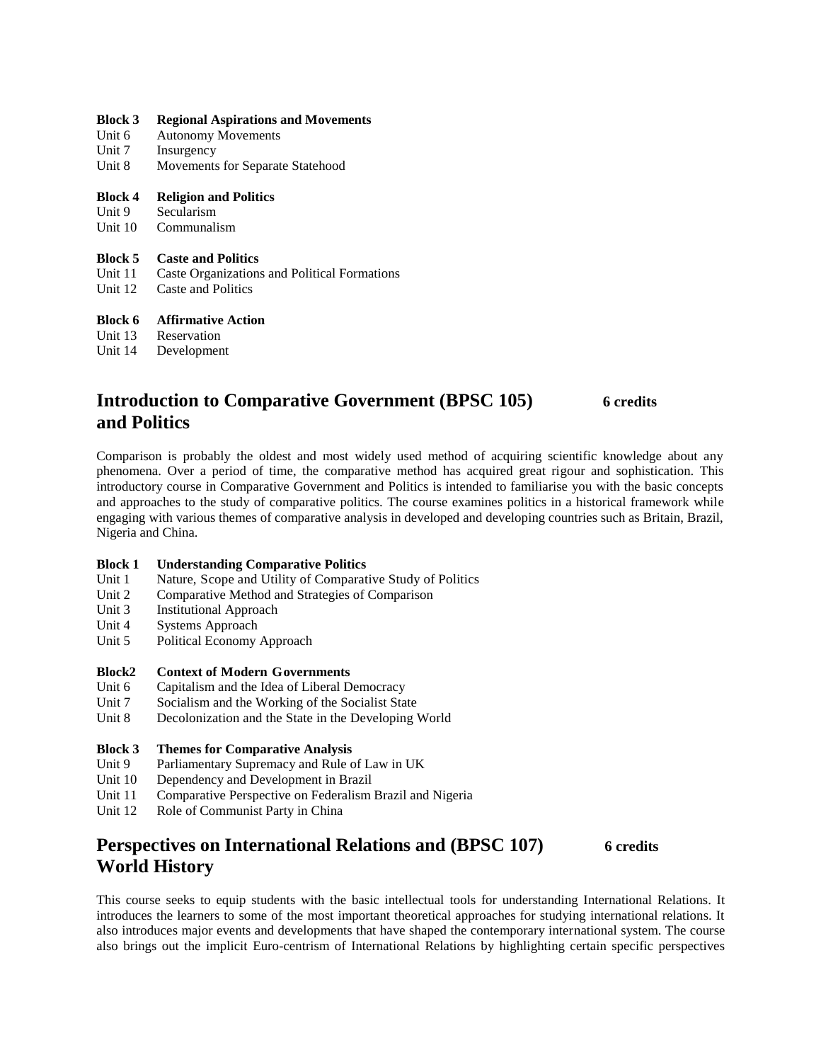**Block 3 Regional Aspirations and Movements**

Unit 6 Autonomy Movements
Unit 7 Insurgency
Unit 8 Movements for Separate Statehood

**Block 4 Religion and Politics**

Unit 9 Secularism
Unit 10 Communalism

**Block 5 Caste and Politics**

Unit 11 Caste Organizations and Political Formations
Unit 12 Caste and Politics

**Block 6 Affirmative Action**

Unit 13 Reservation
Unit 14 Development

## Introduction to Comparative Government (BPSC 105) and Politics — 6 credits

Comparison is probably the oldest and most widely used method of acquiring scientific knowledge about any phenomena. Over a period of time, the comparative method has acquired great rigour and sophistication. This introductory course in Comparative Government and Politics is intended to familiarise you with the basic concepts and approaches to the study of comparative politics. The course examines politics in a historical framework while engaging with various themes of comparative analysis in developed and developing countries such as Britain, Brazil, Nigeria and China.

**Block 1 Understanding Comparative Politics**

Unit 1 Nature, Scope and Utility of Comparative Study of Politics
Unit 2 Comparative Method and Strategies of Comparison
Unit 3 Institutional Approach
Unit 4 Systems Approach
Unit 5 Political Economy Approach

**Block2 Context of Modern Governments**

Unit 6 Capitalism and the Idea of Liberal Democracy
Unit 7 Socialism and the Working of the Socialist State
Unit 8 Decolonization and the State in the Developing World

**Block 3 Themes for Comparative Analysis**

Unit 9 Parliamentary Supremacy and Rule of Law in UK
Unit 10 Dependency and Development in Brazil
Unit 11 Comparative Perspective on Federalism Brazil and Nigeria
Unit 12 Role of Communist Party in China

## Perspectives on International Relations and (BPSC 107) World History — 6 credits

This course seeks to equip students with the basic intellectual tools for understanding International Relations. It introduces the learners to some of the most important theoretical approaches for studying international relations. It also introduces major events and developments that have shaped the contemporary international system. The course also brings out the implicit Euro-centrism of International Relations by highlighting certain specific perspectives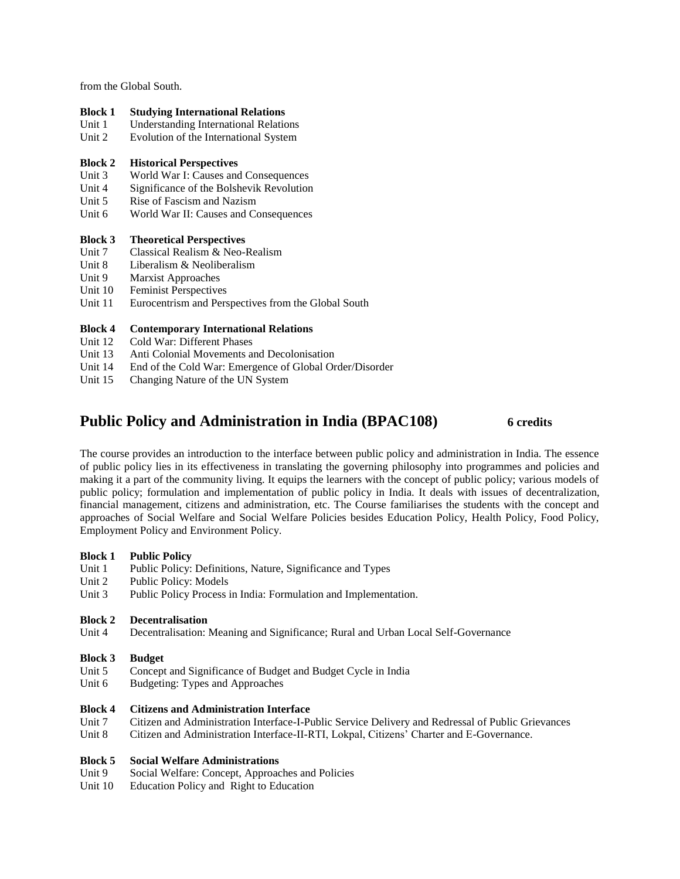from the Global South.

**Block 1 Studying International Relations**
Unit 1 Understanding International Relations
Unit 2 Evolution of the International System

**Block 2 Historical Perspectives**
Unit 3 World War I: Causes and Consequences
Unit 4 Significance of the Bolshevik Revolution
Unit 5 Rise of Fascism and Nazism
Unit 6 World War II: Causes and Consequences

**Block 3 Theoretical Perspectives**
Unit 7 Classical Realism & Neo-Realism
Unit 8 Liberalism & Neoliberalism
Unit 9 Marxist Approaches
Unit 10 Feminist Perspectives
Unit 11 Eurocentrism and Perspectives from the Global South

**Block 4 Contemporary International Relations**
Unit 12 Cold War: Different Phases
Unit 13 Anti Colonial Movements and Decolonisation
Unit 14 End of the Cold War: Emergence of Global Order/Disorder
Unit 15 Changing Nature of the UN System

## Public Policy and Administration in India (BPAC108) 6 credits

The course provides an introduction to the interface between public policy and administration in India. The essence of public policy lies in its effectiveness in translating the governing philosophy into programmes and policies and making it a part of the community living. It equips the learners with the concept of public policy; various models of public policy; formulation and implementation of public policy in India. It deals with issues of decentralization, financial management, citizens and administration, etc. The Course familiarises the students with the concept and approaches of Social Welfare and Social Welfare Policies besides Education Policy, Health Policy, Food Policy, Employment Policy and Environment Policy.

**Block 1 Public Policy**
Unit 1 Public Policy: Definitions, Nature, Significance and Types
Unit 2 Public Policy: Models
Unit 3 Public Policy Process in India: Formulation and Implementation.

**Block 2 Decentralisation**
Unit 4 Decentralisation: Meaning and Significance; Rural and Urban Local Self-Governance

**Block 3 Budget**
Unit 5 Concept and Significance of Budget and Budget Cycle in India
Unit 6 Budgeting: Types and Approaches

**Block 4 Citizens and Administration Interface**
Unit 7 Citizen and Administration Interface-I-Public Service Delivery and Redressal of Public Grievances
Unit 8 Citizen and Administration Interface-II-RTI, Lokpal, Citizens' Charter and E-Governance.

**Block 5 Social Welfare Administrations**
Unit 9 Social Welfare: Concept, Approaches and Policies
Unit 10 Education Policy and Right to Education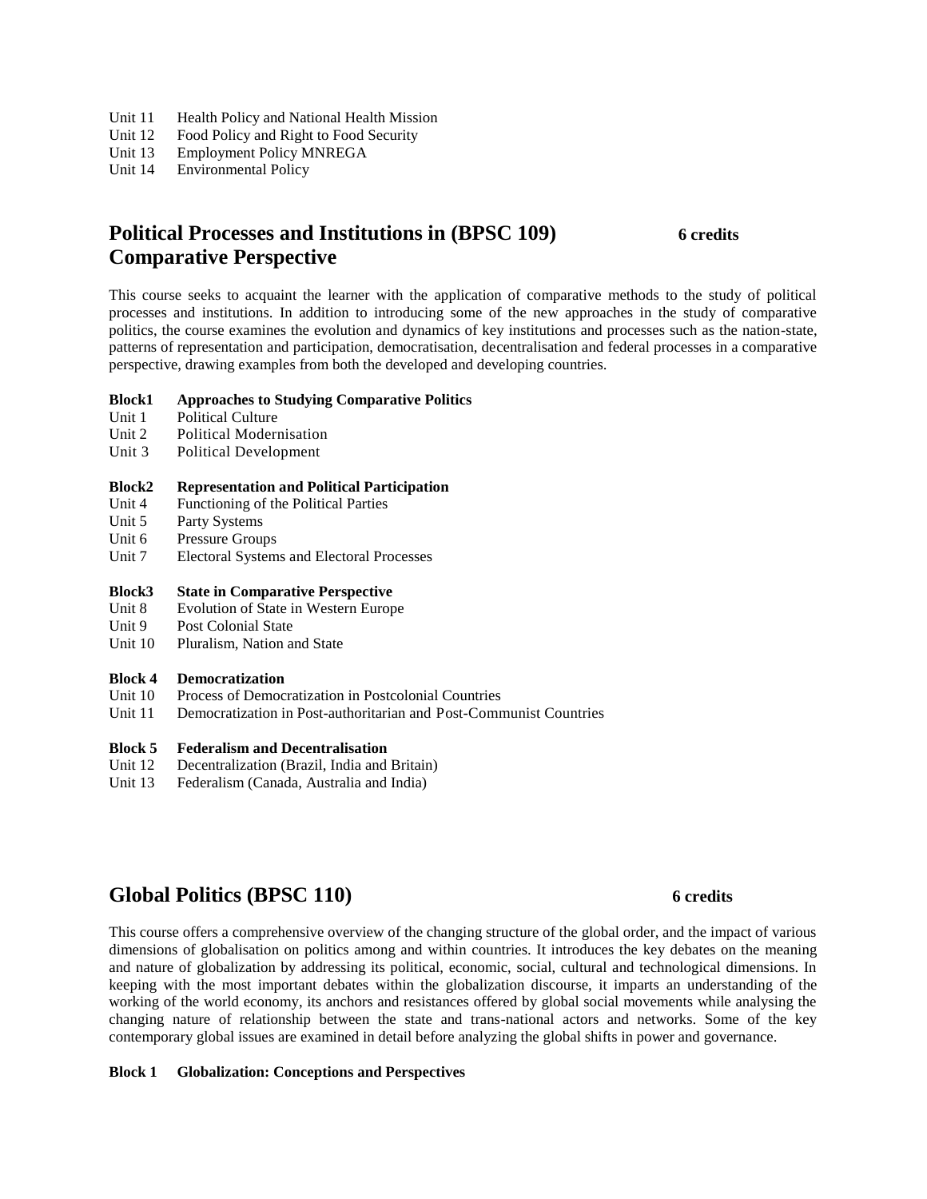Unit 11 Health Policy and National Health Mission
Unit 12 Food Policy and Right to Food Security
Unit 13 Employment Policy MNREGA
Unit 14 Environmental Policy

## Political Processes and Institutions in (BPSC 109) Comparative Perspective — 6 credits

This course seeks to acquaint the learner with the application of comparative methods to the study of political processes and institutions. In addition to introducing some of the new approaches in the study of comparative politics, the course examines the evolution and dynamics of key institutions and processes such as the nation-state, patterns of representation and participation, democratisation, decentralisation and federal processes in a comparative perspective, drawing examples from both the developed and developing countries.

**Block1 Approaches to Studying Comparative Politics**

Unit 1 Political Culture
Unit 2 Political Modernisation
Unit 3 Political Development

**Block2 Representation and Political Participation**

Unit 4 Functioning of the Political Parties
Unit 5 Party Systems
Unit 6 Pressure Groups
Unit 7 Electoral Systems and Electoral Processes

**Block3 State in Comparative Perspective**

Unit 8 Evolution of State in Western Europe
Unit 9 Post Colonial State
Unit 10 Pluralism, Nation and State

**Block 4 Democratization**

Unit 10 Process of Democratization in Postcolonial Countries
Unit 11 Democratization in Post-authoritarian and Post-Communist Countries

**Block 5 Federalism and Decentralisation**

Unit 12 Decentralization (Brazil, India and Britain)
Unit 13 Federalism (Canada, Australia and India)

## Global Politics (BPSC 110) — 6 credits

This course offers a comprehensive overview of the changing structure of the global order, and the impact of various dimensions of globalisation on politics among and within countries. It introduces the key debates on the meaning and nature of globalization by addressing its political, economic, social, cultural and technological dimensions. In keeping with the most important debates within the globalization discourse, it imparts an understanding of the working of the world economy, its anchors and resistances offered by global social movements while analysing the changing nature of relationship between the state and trans-national actors and networks. Some of the key contemporary global issues are examined in detail before analyzing the global shifts in power and governance.

**Block 1 Globalization: Conceptions and Perspectives**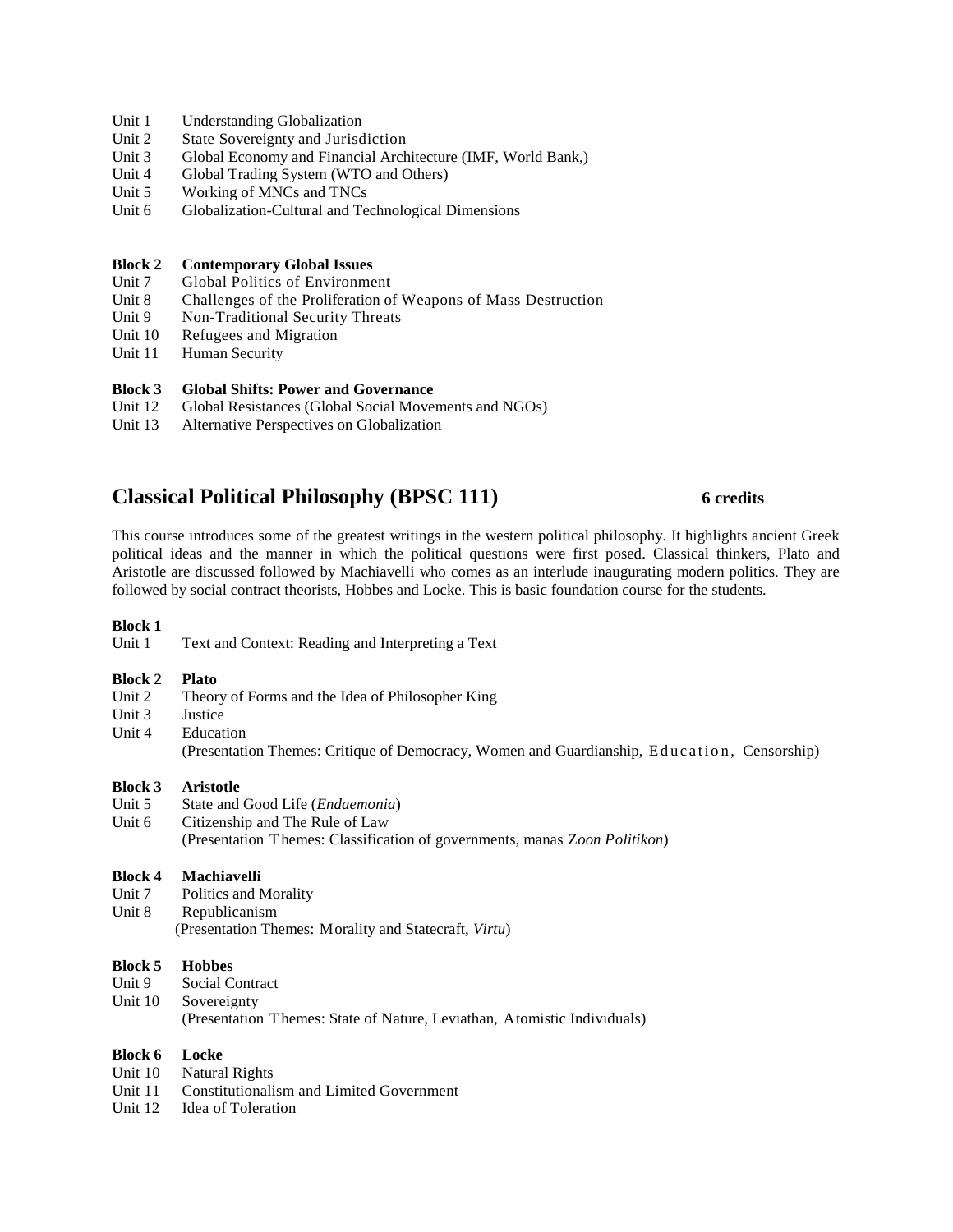Unit 1 Understanding Globalization
Unit 2 State Sovereignty and Jurisdiction
Unit 3 Global Economy and Financial Architecture (IMF, World Bank,)
Unit 4 Global Trading System (WTO and Others)
Unit 5 Working of MNCs and TNCs
Unit 6 Globalization-Cultural and Technological Dimensions

**Block 2 Contemporary Global Issues**
Unit 7 Global Politics of Environment
Unit 8 Challenges of the Proliferation of Weapons of Mass Destruction
Unit 9 Non-Traditional Security Threats
Unit 10 Refugees and Migration
Unit 11 Human Security

**Block 3 Global Shifts: Power and Governance**
Unit 12 Global Resistances (Global Social Movements and NGOs)
Unit 13 Alternative Perspectives on Globalization

## Classical Political Philosophy (BPSC 111) **6 credits**

This course introduces some of the greatest writings in the western political philosophy. It highlights ancient Greek political ideas and the manner in which the political questions were first posed. Classical thinkers, Plato and Aristotle are discussed followed by Machiavelli who comes as an interlude inaugurating modern politics. They are followed by social contract theorists, Hobbes and Locke. This is basic foundation course for the students.

**Block 1**
Unit 1 Text and Context: Reading and Interpreting a Text

**Block 2 Plato**
Unit 2 Theory of Forms and the Idea of Philosopher King
Unit 3 Justice
Unit 4 Education
(Presentation Themes: Critique of Democracy, Women and Guardianship, Education, Censorship)

**Block 3 Aristotle**
Unit 5 State and Good Life (*Endaemonia*)
Unit 6 Citizenship and The Rule of Law
(Presentation Themes: Classification of governments, manas Z*oon Politikon*)

**Block 4 Machiavelli**
Unit 7 Politics and Morality
Unit 8 Republicanism
(Presentation Themes: Morality and Statecraft, *Virtu*)

**Block 5 Hobbes**
Unit 9 Social Contract
Unit 10 Sovereignty
(Presentation Themes: State of Nature, Leviathan, Atomistic Individuals)

**Block 6 Locke**
Unit 10 Natural Rights
Unit 11 Constitutionalism and Limited Government
Unit 12 Idea of Toleration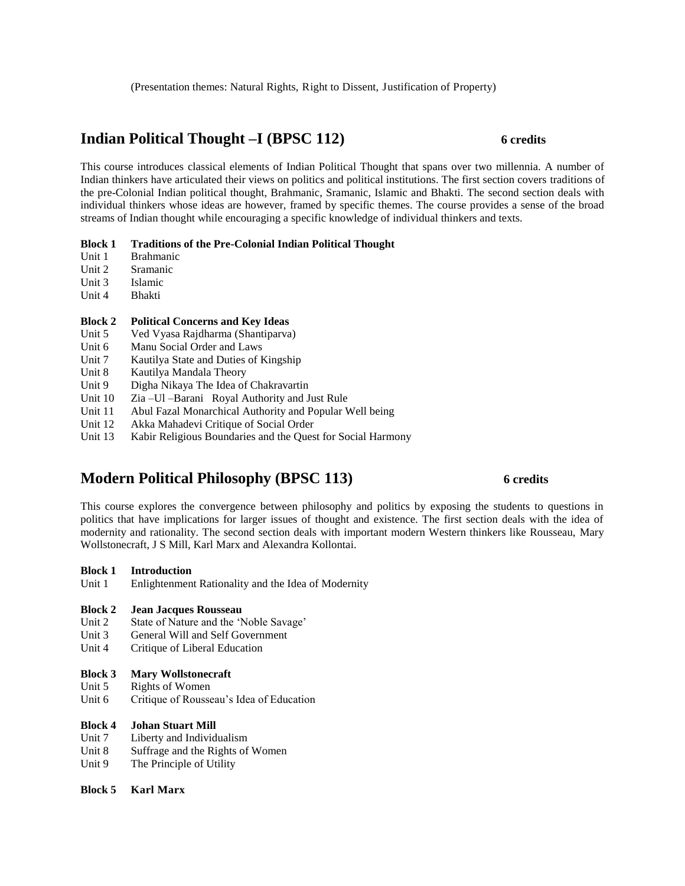(Presentation themes: Natural Rights, Right to Dissent, Justification of Property)

## Indian Political Thought –I (BPSC 112) 6 credits

This course introduces classical elements of Indian Political Thought that spans over two millennia. A number of Indian thinkers have articulated their views on politics and political institutions. The first section covers traditions of the pre-Colonial Indian political thought, Brahmanic, Sramanic, Islamic and Bhakti. The second section deals with individual thinkers whose ideas are however, framed by specific themes. The course provides a sense of the broad streams of Indian thought while encouraging a specific knowledge of individual thinkers and texts.

**Block 1 Traditions of the Pre-Colonial Indian Political Thought**
Unit 1 Brahmanic
Unit 2 Sramanic
Unit 3 Islamic
Unit 4 Bhakti

**Block 2 Political Concerns and Key Ideas**
Unit 5 Ved Vyasa Rajdharma (Shantiparva)
Unit 6 Manu Social Order and Laws
Unit 7 Kautilya State and Duties of Kingship
Unit 8 Kautilya Mandala Theory
Unit 9 Digha Nikaya The Idea of Chakravartin
Unit 10 Zia –Ul –Barani Royal Authority and Just Rule
Unit 11 Abul Fazal Monarchical Authority and Popular Well being
Unit 12 Akka Mahadevi Critique of Social Order
Unit 13 Kabir Religious Boundaries and the Quest for Social Harmony

## Modern Political Philosophy (BPSC 113) 6 credits

This course explores the convergence between philosophy and politics by exposing the students to questions in politics that have implications for larger issues of thought and existence. The first section deals with the idea of modernity and rationality. The second section deals with important modern Western thinkers like Rousseau, Mary Wollstonecraft, J S Mill, Karl Marx and Alexandra Kollontai.

**Block 1 Introduction**
Unit 1 Enlightenment Rationality and the Idea of Modernity

**Block 2 Jean Jacques Rousseau**
Unit 2 State of Nature and the 'Noble Savage'
Unit 3 General Will and Self Government
Unit 4 Critique of Liberal Education

**Block 3 Mary Wollstonecraft**
Unit 5 Rights of Women
Unit 6 Critique of Rousseau's Idea of Education

**Block 4 Johan Stuart Mill**
Unit 7 Liberty and Individualism
Unit 8 Suffrage and the Rights of Women
Unit 9 The Principle of Utility

**Block 5 Karl Marx**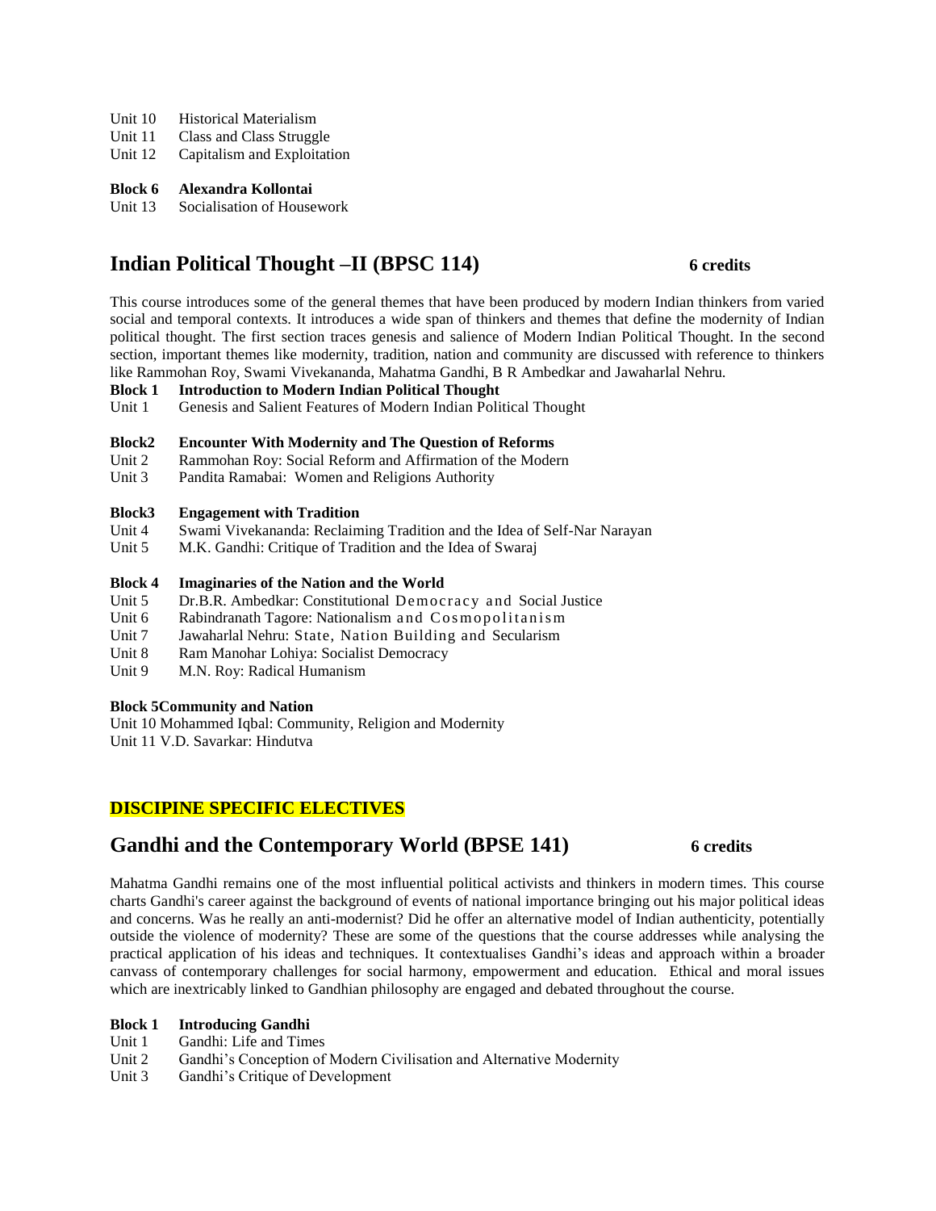Unit 10 Historical Materialism
Unit 11 Class and Class Struggle
Unit 12 Capitalism and Exploitation

**Block 6 Alexandra Kollontai**
Unit 13 Socialisation of Housework

## Indian Political Thought –II (BPSC 114) **6 credits**

This course introduces some of the general themes that have been produced by modern Indian thinkers from varied social and temporal contexts. It introduces a wide span of thinkers and themes that define the modernity of Indian political thought. The first section traces genesis and salience of Modern Indian Political Thought. In the second section, important themes like modernity, tradition, nation and community are discussed with reference to thinkers like Rammohan Roy, Swami Vivekananda, Mahatma Gandhi, B R Ambedkar and Jawaharlal Nehru.

**Block 1 Introduction to Modern Indian Political Thought**
Unit 1 Genesis and Salient Features of Modern Indian Political Thought

**Block2 Encounter With Modernity and The Question of Reforms**
Unit 2 Rammohan Roy: Social Reform and Affirmation of the Modern
Unit 3 Pandita Ramabai: Women and Religions Authority

**Block3 Engagement with Tradition**
Unit 4 Swami Vivekananda: Reclaiming Tradition and the Idea of Self-Nar Narayan
Unit 5 M.K. Gandhi: Critique of Tradition and the Idea of Swaraj

**Block 4 Imaginaries of the Nation and the World**
Unit 5 Dr.B.R. Ambedkar: Constitutional Democracy and Social Justice
Unit 6 Rabindranath Tagore: Nationalism and Cosmopolitanism
Unit 7 Jawaharlal Nehru: State, Nation Building and Secularism
Unit 8 Ram Manohar Lohiya: Socialist Democracy
Unit 9 M.N. Roy: Radical Humanism

**Block 5Community and Nation**
Unit 10 Mohammed Iqbal: Community, Religion and Modernity
Unit 11 V.D. Savarkar: Hindutva

**DISCIPINE SPECIFIC ELECTIVES**

## Gandhi and the Contemporary World (BPSE 141) **6 credits**

Mahatma Gandhi remains one of the most influential political activists and thinkers in modern times. This course charts Gandhi's career against the background of events of national importance bringing out his major political ideas and concerns. Was he really an anti-modernist? Did he offer an alternative model of Indian authenticity, potentially outside the violence of modernity? These are some of the questions that the course addresses while analysing the practical application of his ideas and techniques. It contextualises Gandhi's ideas and approach within a broader canvass of contemporary challenges for social harmony, empowerment and education. Ethical and moral issues which are inextricably linked to Gandhian philosophy are engaged and debated throughout the course.

**Block 1 Introducing Gandhi**
Unit 1 Gandhi: Life and Times
Unit 2 Gandhi's Conception of Modern Civilisation and Alternative Modernity
Unit 3 Gandhi's Critique of Development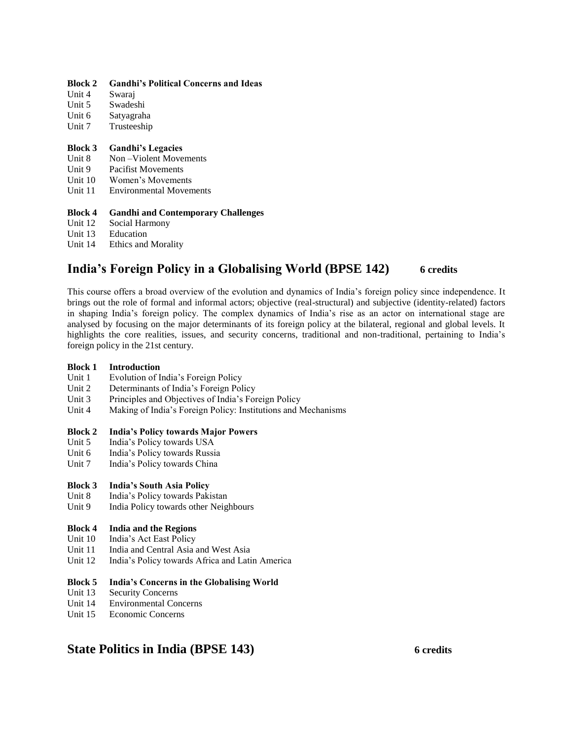**Block 2 Gandhi's Political Concerns and Ideas**

Unit 4 Swaraj
Unit 5 Swadeshi
Unit 6 Satyagraha
Unit 7 Trusteeship

**Block 3 Gandhi's Legacies**

Unit 8 Non –Violent Movements
Unit 9 Pacifist Movements
Unit 10 Women's Movements
Unit 11 Environmental Movements

**Block 4 Gandhi and Contemporary Challenges**

Unit 12 Social Harmony
Unit 13 Education
Unit 14 Ethics and Morality

## India's Foreign Policy in a Globalising World (BPSE 142) 6 credits

This course offers a broad overview of the evolution and dynamics of India's foreign policy since independence. It brings out the role of formal and informal actors; objective (real-structural) and subjective (identity-related) factors in shaping India's foreign policy. The complex dynamics of India's rise as an actor on international stage are analysed by focusing on the major determinants of its foreign policy at the bilateral, regional and global levels. It highlights the core realities, issues, and security concerns, traditional and non-traditional, pertaining to India's foreign policy in the 21st century.

**Block 1 Introduction**

Unit 1 Evolution of India's Foreign Policy
Unit 2 Determinants of India's Foreign Policy
Unit 3 Principles and Objectives of India's Foreign Policy
Unit 4 Making of India's Foreign Policy: Institutions and Mechanisms

**Block 2 India's Policy towards Major Powers**

Unit 5 India's Policy towards USA
Unit 6 India's Policy towards Russia
Unit 7 India's Policy towards China

**Block 3 India's South Asia Policy**

Unit 8 India's Policy towards Pakistan
Unit 9 India Policy towards other Neighbours

**Block 4 India and the Regions**

Unit 10 India's Act East Policy
Unit 11 India and Central Asia and West Asia
Unit 12 India's Policy towards Africa and Latin America

**Block 5 India's Concerns in the Globalising World**

Unit 13 Security Concerns
Unit 14 Environmental Concerns
Unit 15 Economic Concerns

## State Politics in India (BPSE 143) 6 credits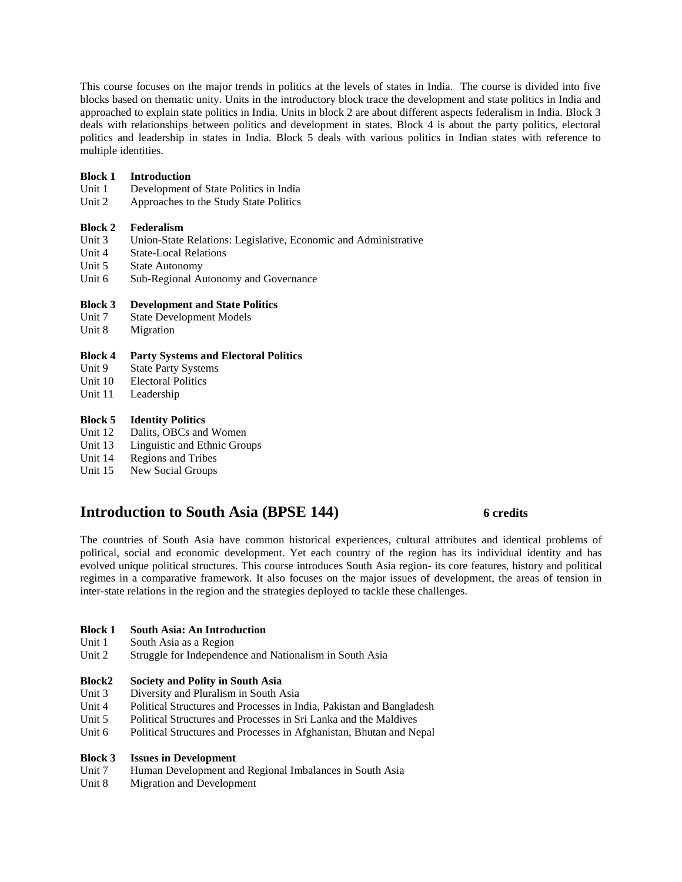This course focuses on the major trends in politics at the levels of states in India. The course is divided into five blocks based on thematic unity. Units in the introductory block trace the development and state politics in India and approached to explain state politics in India. Units in block 2 are about different aspects federalism in India. Block 3 deals with relationships between politics and development in states. Block 4 is about the party politics, electoral politics and leadership in states in India. Block 5 deals with various politics in Indian states with reference to multiple identities.

**Block 1 Introduction**
Unit 1 Development of State Politics in India
Unit 2 Approaches to the Study State Politics

**Block 2 Federalism**
Unit 3 Union-State Relations: Legislative, Economic and Administrative
Unit 4 State-Local Relations
Unit 5 State Autonomy
Unit 6 Sub-Regional Autonomy and Governance

**Block 3 Development and State Politics**
Unit 7 State Development Models
Unit 8 Migration

**Block 4 Party Systems and Electoral Politics**
Unit 9 State Party Systems
Unit 10 Electoral Politics
Unit 11 Leadership

**Block 5 Identity Politics**
Unit 12 Dalits, OBCs and Women
Unit 13 Linguistic and Ethnic Groups
Unit 14 Regions and Tribes
Unit 15 New Social Groups

## Introduction to South Asia (BPSE 144) **6 credits**

The countries of South Asia have common historical experiences, cultural attributes and identical problems of political, social and economic development. Yet each country of the region has its individual identity and has evolved unique political structures. This course introduces South Asia region- its core features, history and political regimes in a comparative framework. It also focuses on the major issues of development, the areas of tension in inter-state relations in the region and the strategies deployed to tackle these challenges.

**Block 1 South Asia: An Introduction**
Unit 1 South Asia as a Region
Unit 2 Struggle for Independence and Nationalism in South Asia

**Block2 Society and Polity in South Asia**
Unit 3 Diversity and Pluralism in South Asia
Unit 4 Political Structures and Processes in India, Pakistan and Bangladesh
Unit 5 Political Structures and Processes in Sri Lanka and the Maldives
Unit 6 Political Structures and Processes in Afghanistan, Bhutan and Nepal

**Block 3 Issues in Development**
Unit 7 Human Development and Regional Imbalances in South Asia
Unit 8 Migration and Development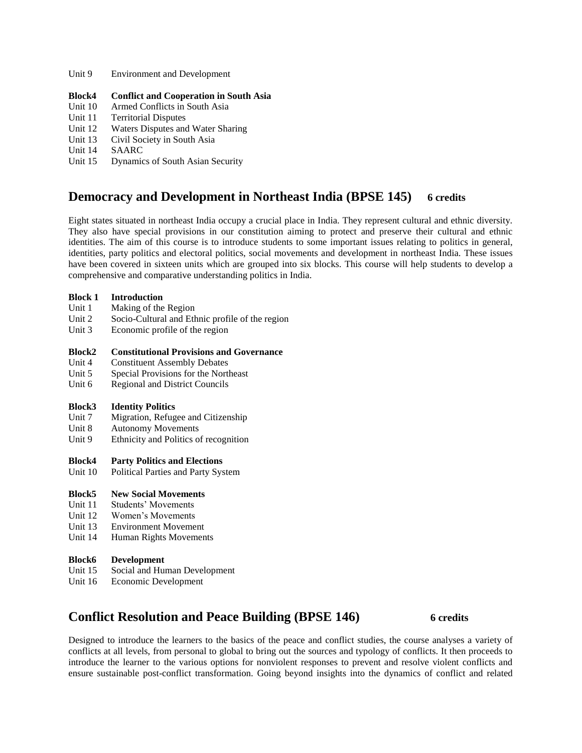Unit 9 Environment and Development

**Block4 Conflict and Cooperation in South Asia**
Unit 10 Armed Conflicts in South Asia
Unit 11 Territorial Disputes
Unit 12 Waters Disputes and Water Sharing
Unit 13 Civil Society in South Asia
Unit 14 SAARC
Unit 15 Dynamics of South Asian Security

## Democracy and Development in Northeast India (BPSE 145) 6 credits

Eight states situated in northeast India occupy a crucial place in India. They represent cultural and ethnic diversity. They also have special provisions in our constitution aiming to protect and preserve their cultural and ethnic identities. The aim of this course is to introduce students to some important issues relating to politics in general, identities, party politics and electoral politics, social movements and development in northeast India. These issues have been covered in sixteen units which are grouped into six blocks. This course will help students to develop a comprehensive and comparative understanding politics in India.

**Block 1 Introduction**
Unit 1 Making of the Region
Unit 2 Socio-Cultural and Ethnic profile of the region
Unit 3 Economic profile of the region

**Block2 Constitutional Provisions and Governance**
Unit 4 Constituent Assembly Debates
Unit 5 Special Provisions for the Northeast
Unit 6 Regional and District Councils

**Block3 Identity Politics**
Unit 7 Migration, Refugee and Citizenship
Unit 8 Autonomy Movements
Unit 9 Ethnicity and Politics of recognition

**Block4 Party Politics and Elections**
Unit 10 Political Parties and Party System

**Block5 New Social Movements**
Unit 11 Students' Movements
Unit 12 Women's Movements
Unit 13 Environment Movement
Unit 14 Human Rights Movements

**Block6 Development**
Unit 15 Social and Human Development
Unit 16 Economic Development

## Conflict Resolution and Peace Building (BPSE 146) 6 credits

Designed to introduce the learners to the basics of the peace and conflict studies, the course analyses a variety of conflicts at all levels, from personal to global to bring out the sources and typology of conflicts. It then proceeds to introduce the learner to the various options for nonviolent responses to prevent and resolve violent conflicts and ensure sustainable post-conflict transformation. Going beyond insights into the dynamics of conflict and related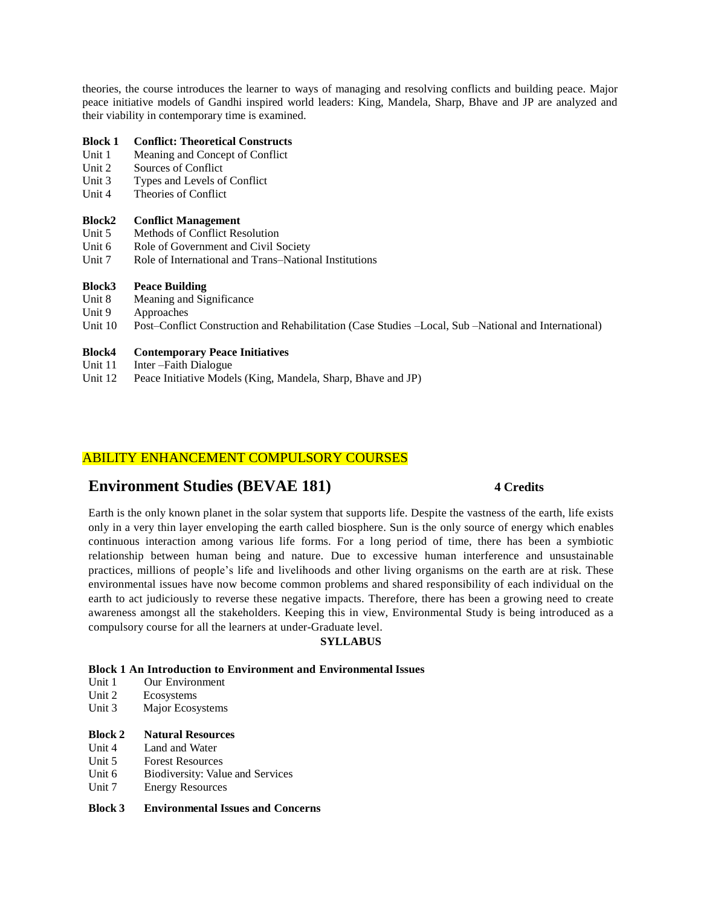theories, the course introduces the learner to ways of managing and resolving conflicts and building peace. Major peace initiative models of Gandhi inspired world leaders: King, Mandela, Sharp, Bhave and JP are analyzed and their viability in contemporary time is examined.

**Block 1 Conflict: Theoretical Constructs**

Unit 1 Meaning and Concept of Conflict
Unit 2 Sources of Conflict
Unit 3 Types and Levels of Conflict
Unit 4 Theories of Conflict

**Block2 Conflict Management**

Unit 5 Methods of Conflict Resolution
Unit 6 Role of Government and Civil Society
Unit 7 Role of International and Trans–National Institutions

**Block3 Peace Building**

Unit 8 Meaning and Significance
Unit 9 Approaches
Unit 10 Post–Conflict Construction and Rehabilitation (Case Studies –Local, Sub –National and International)

**Block4 Contemporary Peace Initiatives**

Unit 11 Inter –Faith Dialogue
Unit 12 Peace Initiative Models (King, Mandela, Sharp, Bhave and JP)

## ABILITY ENHANCEMENT COMPULSORY COURSES

## Environment Studies (BEVAE 181) **4 Credits**

Earth is the only known planet in the solar system that supports life. Despite the vastness of the earth, life exists only in a very thin layer enveloping the earth called biosphere. Sun is the only source of energy which enables continuous interaction among various life forms. For a long period of time, there has been a symbiotic relationship between human being and nature. Due to excessive human interference and unsustainable practices, millions of people's life and livelihoods and other living organisms on the earth are at risk. These environmental issues have now become common problems and shared responsibility of each individual on the earth to act judiciously to reverse these negative impacts. Therefore, there has been a growing need to create awareness amongst all the stakeholders. Keeping this in view, Environmental Study is being introduced as a compulsory course for all the learners at under-Graduate level.

**SYLLABUS**

**Block 1 An Introduction to Environment and Environmental Issues**

Unit 1 Our Environment
Unit 2 Ecosystems
Unit 3 Major Ecosystems

**Block 2 Natural Resources**

Unit 4 Land and Water
Unit 5 Forest Resources
Unit 6 Biodiversity: Value and Services
Unit 7 Energy Resources

**Block 3 Environmental Issues and Concerns**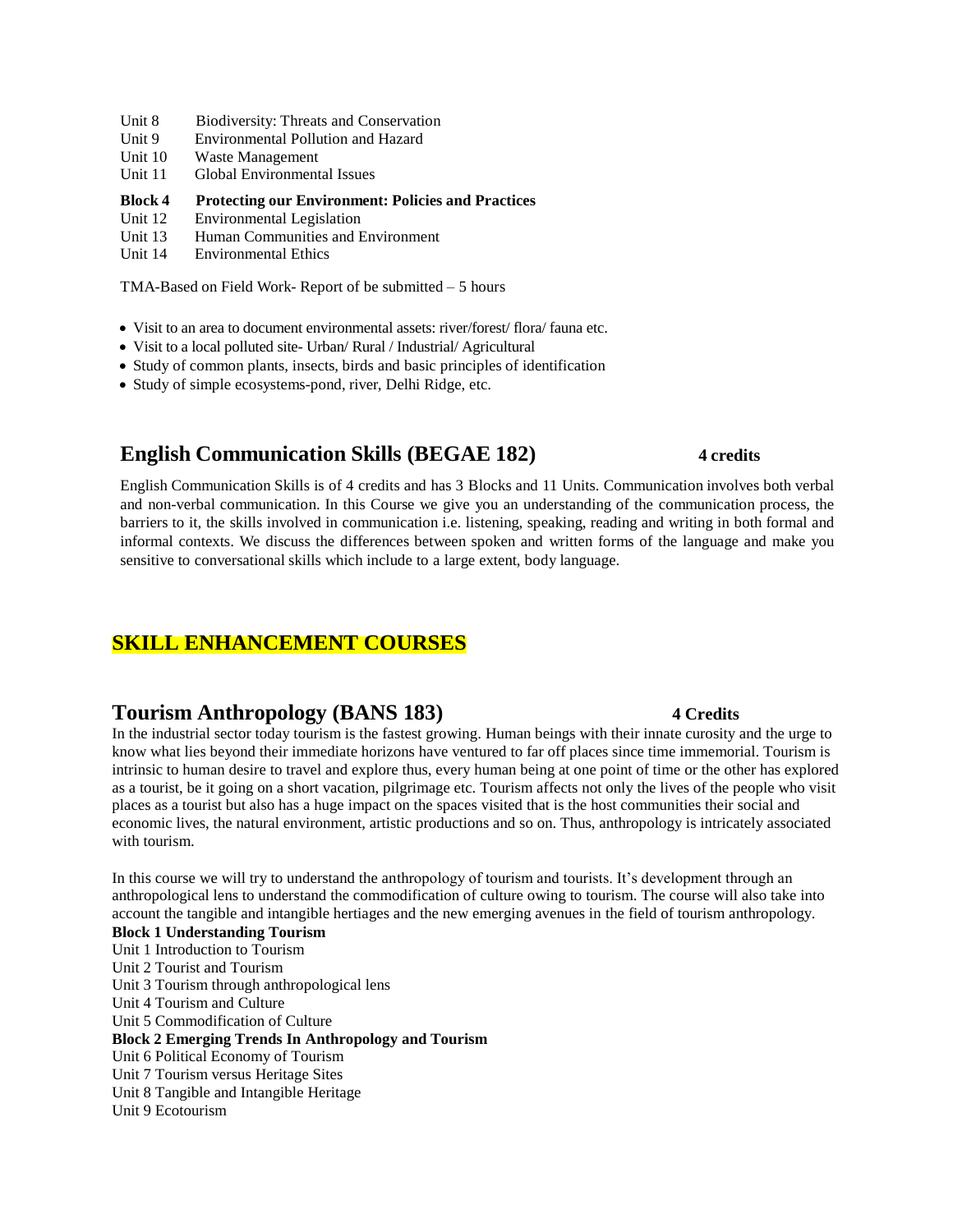Unit 8 Biodiversity: Threats and Conservation
Unit 9 Environmental Pollution and Hazard
Unit 10 Waste Management
Unit 11 Global Environmental Issues

**Block 4 Protecting our Environment: Policies and Practices**
Unit 12 Environmental Legislation
Unit 13 Human Communities and Environment
Unit 14 Environmental Ethics

TMA-Based on Field Work- Report of be submitted – 5 hours

- Visit to an area to document environmental assets: river/forest/ flora/ fauna etc.
- Visit to a local polluted site- Urban/ Rural / Industrial/ Agricultural
- Study of common plants, insects, birds and basic principles of identification
- Study of simple ecosystems-pond, river, Delhi Ridge, etc.

## English Communication Skills (BEGAE 182) 4 credits

English Communication Skills is of 4 credits and has 3 Blocks and 11 Units. Communication involves both verbal and non-verbal communication. In this Course we give you an understanding of the communication process, the barriers to it, the skills involved in communication i.e. listening, speaking, reading and writing in both formal and informal contexts. We discuss the differences between spoken and written forms of the language and make you sensitive to conversational skills which include to a large extent, body language.

# SKILL ENHANCEMENT COURSES

## Tourism Anthropology (BANS 183) 4 Credits

In the industrial sector today tourism is the fastest growing. Human beings with their innate curosity and the urge to know what lies beyond their immediate horizons have ventured to far off places since time immemorial. Tourism is intrinsic to human desire to travel and explore thus, every human being at one point of time or the other has explored as a tourist, be it going on a short vacation, pilgrimage etc. Tourism affects not only the lives of the people who visit places as a tourist but also has a huge impact on the spaces visited that is the host communities their social and economic lives, the natural environment, artistic productions and so on. Thus, anthropology is intricately associated with tourism.

In this course we will try to understand the anthropology of tourism and tourists. It's development through an anthropological lens to understand the commodification of culture owing to tourism. The course will also take into account the tangible and intangible hertiages and the new emerging avenues in the field of tourism anthropology.

**Block 1 Understanding Tourism**
Unit 1 Introduction to Tourism
Unit 2 Tourist and Tourism
Unit 3 Tourism through anthropological lens
Unit 4 Tourism and Culture
Unit 5 Commodification of Culture

**Block 2 Emerging Trends In Anthropology and Tourism**
Unit 6 Political Economy of Tourism
Unit 7 Tourism versus Heritage Sites
Unit 8 Tangible and Intangible Heritage
Unit 9 Ecotourism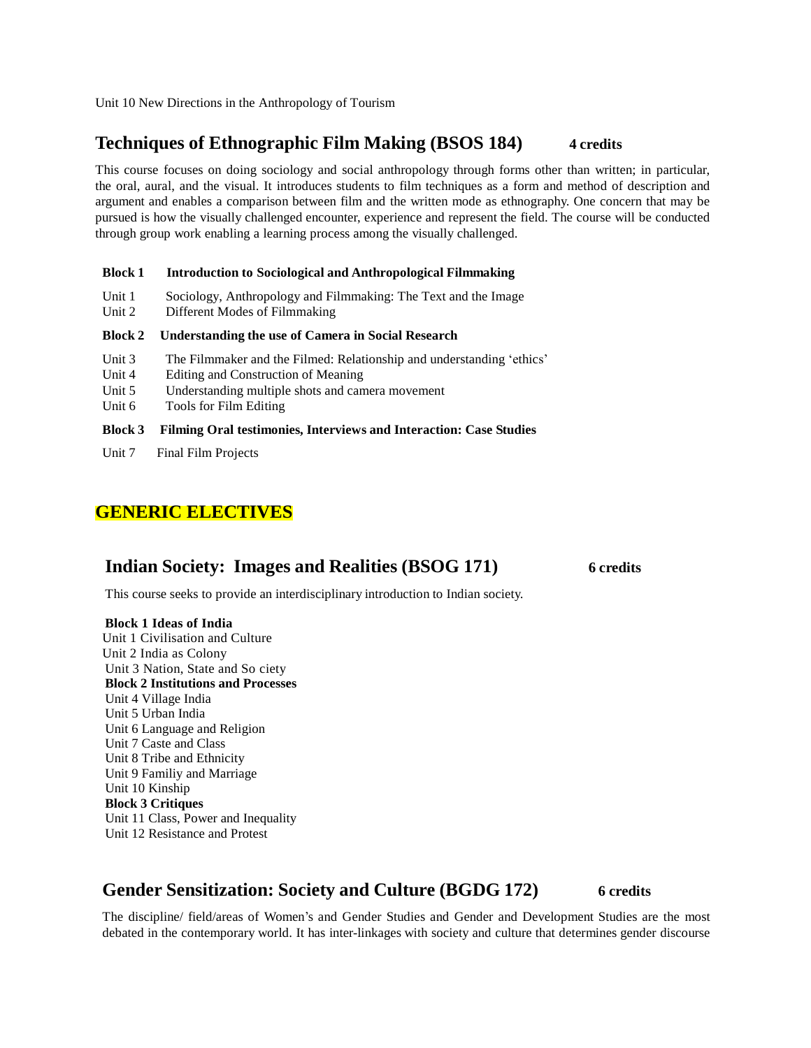Unit 10 New Directions in the Anthropology of Tourism

## Techniques of Ethnographic Film Making (BSOS 184) **4 credits**

This course focuses on doing sociology and social anthropology through forms other than written; in particular, the oral, aural, and the visual. It introduces students to film techniques as a form and method of description and argument and enables a comparison between film and the written mode as ethnography. One concern that may be pursued is how the visually challenged encounter, experience and represent the field. The course will be conducted through group work enabling a learning process among the visually challenged.

**Block 1 Introduction to Sociological and Anthropological Filmmaking**

Unit 1 Sociology, Anthropology and Filmmaking: The Text and the Image
Unit 2 Different Modes of Filmmaking

**Block 2 Understanding the use of Camera in Social Research**

Unit 3 The Filmmaker and the Filmed: Relationship and understanding 'ethics'
Unit 4 Editing and Construction of Meaning
Unit 5 Understanding multiple shots and camera movement
Unit 6 Tools for Film Editing

**Block 3 Filming Oral testimonies, Interviews and Interaction: Case Studies**

Unit 7 Final Film Projects

# GENERIC ELECTIVES

## Indian Society: Images and Realities (BSOG 171) **6 credits**

This course seeks to provide an interdisciplinary introduction to Indian society.

**Block 1 Ideas of India**
Unit 1 Civilisation and Culture
Unit 2 India as Colony
Unit 3 Nation, State and So ciety
**Block 2 Institutions and Processes**
Unit 4 Village India
Unit 5 Urban India
Unit 6 Language and Religion
Unit 7 Caste and Class
Unit 8 Tribe and Ethnicity
Unit 9 Familiy and Marriage
Unit 10 Kinship
**Block 3 Critiques**
Unit 11 Class, Power and Inequality
Unit 12 Resistance and Protest

## Gender Sensitization: Society and Culture (BGDG 172) **6 credits**

The discipline/ field/areas of Women's and Gender Studies and Gender and Development Studies are the most debated in the contemporary world. It has inter-linkages with society and culture that determines gender discourse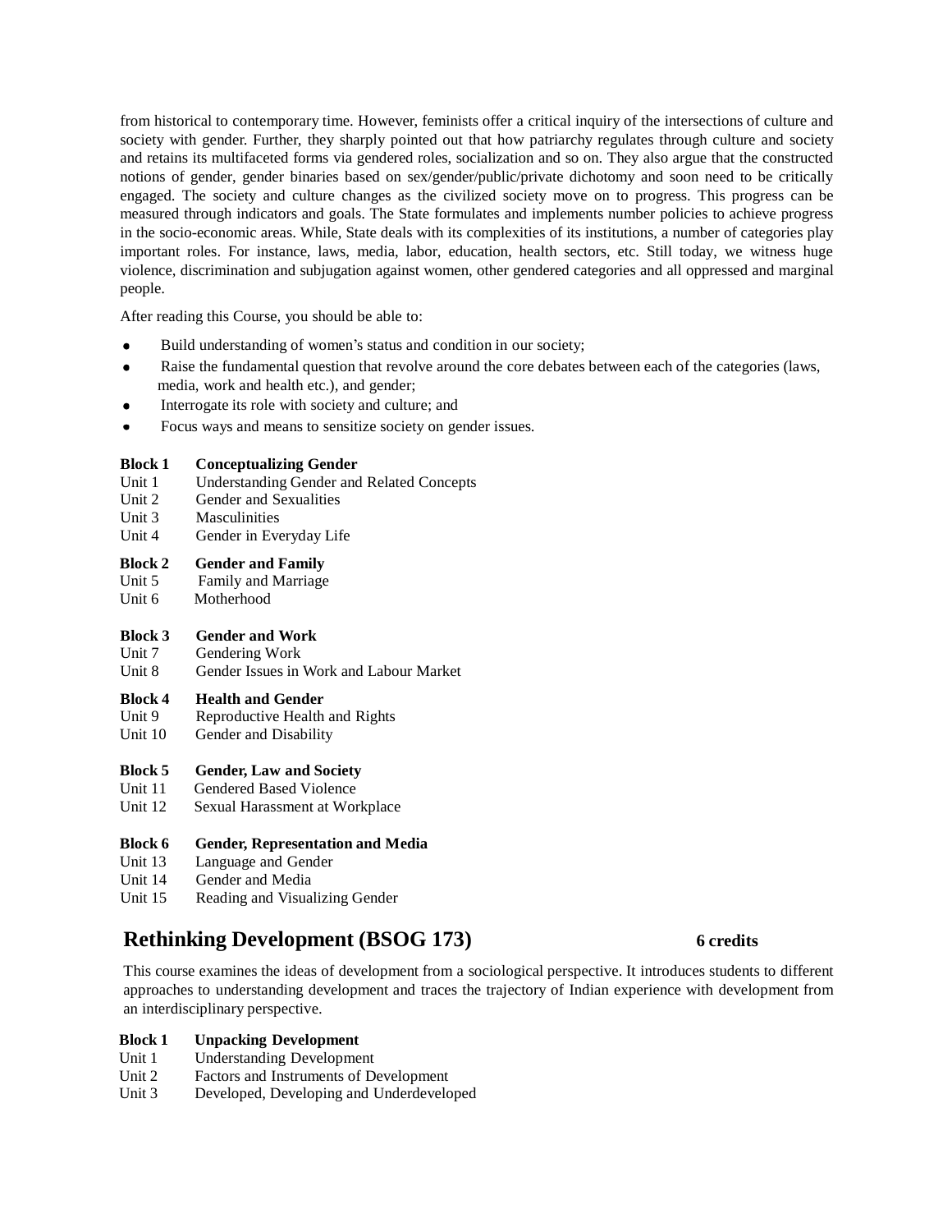from historical to contemporary time. However, feminists offer a critical inquiry of the intersections of culture and society with gender. Further, they sharply pointed out that how patriarchy regulates through culture and society and retains its multifaceted forms via gendered roles, socialization and so on. They also argue that the constructed notions of gender, gender binaries based on sex/gender/public/private dichotomy and soon need to be critically engaged. The society and culture changes as the civilized society move on to progress. This progress can be measured through indicators and goals. The State formulates and implements number policies to achieve progress in the socio-economic areas. While, State deals with its complexities of its institutions, a number of categories play important roles. For instance, laws, media, labor, education, health sectors, etc. Still today, we witness huge violence, discrimination and subjugation against women, other gendered categories and all oppressed and marginal people.

After reading this Course, you should be able to:

- Build understanding of women's status and condition in our society;
- Raise the fundamental question that revolve around the core debates between each of the categories (laws, media, work and health etc.), and gender;
- Interrogate its role with society and culture; and
- Focus ways and means to sensitize society on gender issues.

**Block 1 Conceptualizing Gender**
Unit 1 Understanding Gender and Related Concepts
Unit 2 Gender and Sexualities
Unit 3 Masculinities
Unit 4 Gender in Everyday Life

**Block 2 Gender and Family**
Unit 5 Family and Marriage
Unit 6 Motherhood

**Block 3 Gender and Work**
Unit 7 Gendering Work
Unit 8 Gender Issues in Work and Labour Market

**Block 4 Health and Gender**
Unit 9 Reproductive Health and Rights
Unit 10 Gender and Disability

**Block 5 Gender, Law and Society**
Unit 11 Gendered Based Violence
Unit 12 Sexual Harassment at Workplace

**Block 6 Gender, Representation and Media**
Unit 13 Language and Gender
Unit 14 Gender and Media
Unit 15 Reading and Visualizing Gender

## Rethinking Development (BSOG 173) **6 credits**

This course examines the ideas of development from a sociological perspective. It introduces students to different approaches to understanding development and traces the trajectory of Indian experience with development from an interdisciplinary perspective.

**Block 1 Unpacking Development**
Unit 1 Understanding Development
Unit 2 Factors and Instruments of Development
Unit 3 Developed, Developing and Underdeveloped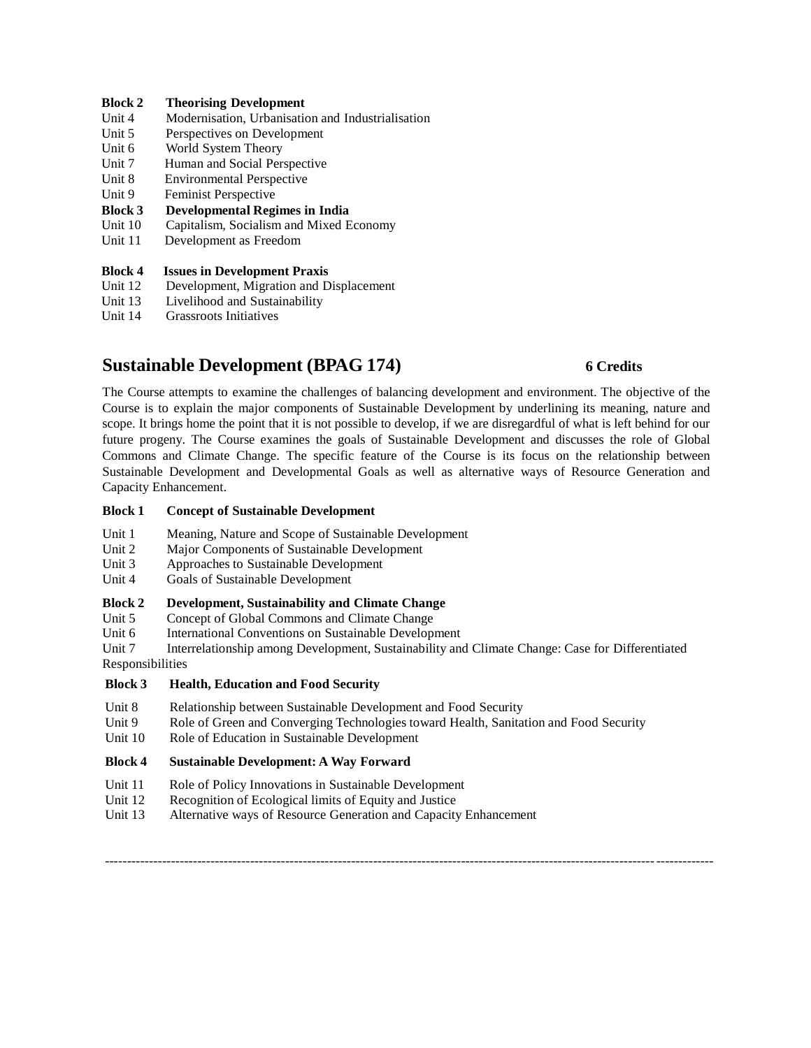**Block 2 Theorising Development**

Unit 4 Modernisation, Urbanisation and Industrialisation
Unit 5 Perspectives on Development
Unit 6 World System Theory
Unit 7 Human and Social Perspective
Unit 8 Environmental Perspective
Unit 9 Feminist Perspective

**Block 3 Developmental Regimes in India**

Unit 10 Capitalism, Socialism and Mixed Economy
Unit 11 Development as Freedom

**Block 4 Issues in Development Praxis**

Unit 12 Development, Migration and Displacement
Unit 13 Livelihood and Sustainability
Unit 14 Grassroots Initiatives

## Sustainable Development (BPAG 174) 6 Credits

The Course attempts to examine the challenges of balancing development and environment. The objective of the Course is to explain the major components of Sustainable Development by underlining its meaning, nature and scope. It brings home the point that it is not possible to develop, if we are disregardful of what is left behind for our future progeny. The Course examines the goals of Sustainable Development and discusses the role of Global Commons and Climate Change. The specific feature of the Course is its focus on the relationship between Sustainable Development and Developmental Goals as well as alternative ways of Resource Generation and Capacity Enhancement.

**Block 1 Concept of Sustainable Development**

Unit 1 Meaning, Nature and Scope of Sustainable Development
Unit 2 Major Components of Sustainable Development
Unit 3 Approaches to Sustainable Development
Unit 4 Goals of Sustainable Development

**Block 2 Development, Sustainability and Climate Change**

Unit 5 Concept of Global Commons and Climate Change
Unit 6 International Conventions on Sustainable Development
Unit 7 Interrelationship among Development, Sustainability and Climate Change: Case for Differentiated Responsibilities

**Block 3 Health, Education and Food Security**

Unit 8 Relationship between Sustainable Development and Food Security
Unit 9 Role of Green and Converging Technologies toward Health, Sanitation and Food Security
Unit 10 Role of Education in Sustainable Development

**Block 4 Sustainable Development: A Way Forward**

Unit 11 Role of Policy Innovations in Sustainable Development
Unit 12 Recognition of Ecological limits of Equity and Justice
Unit 13 Alternative ways of Resource Generation and Capacity Enhancement

---